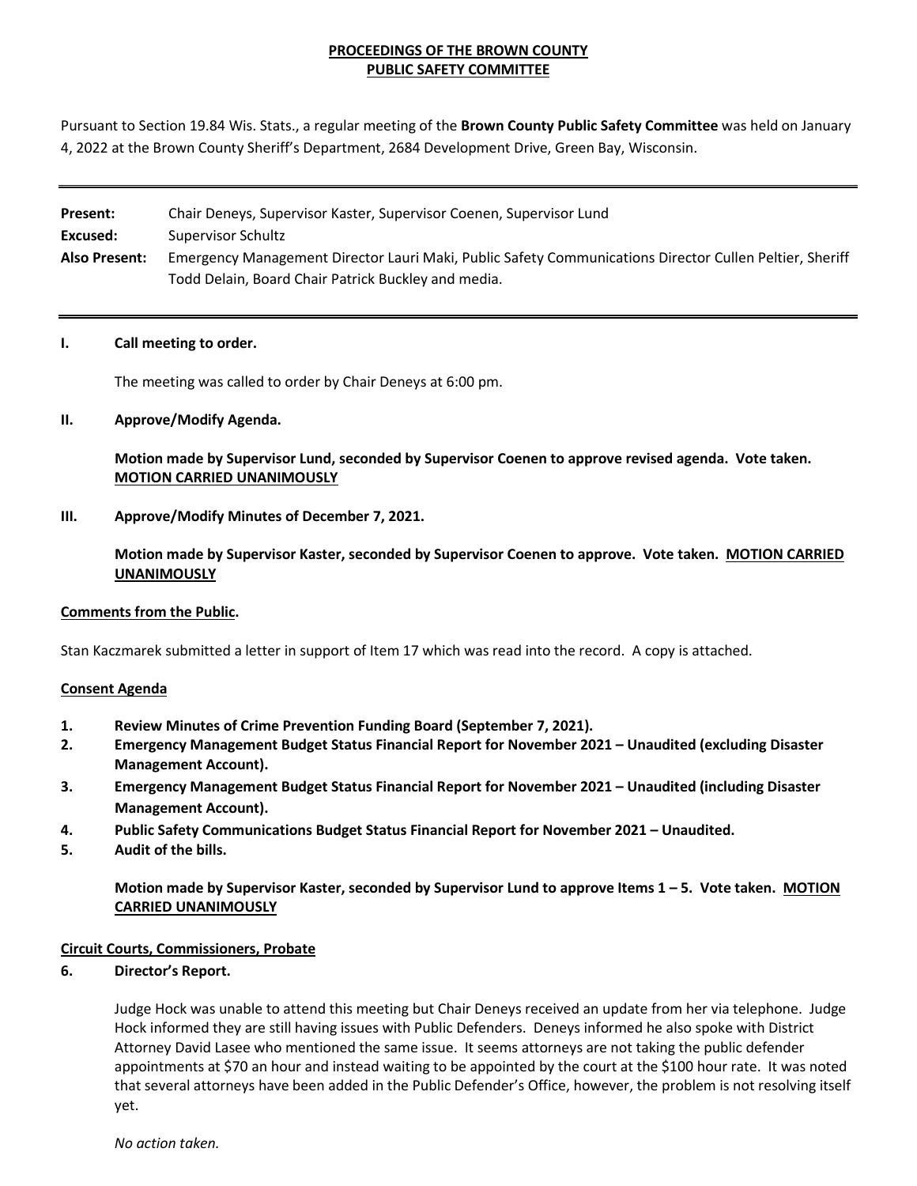**PROCEEDINGS OF THE BROWN COUNTY PUBLIC SAFETY COMMITTEE**

Pursuant to Section 19.84 Wis. Stats., a regular meeting of the **Brown County Public Safety Committee** was held on January 4, 2022 at the Brown County Sheriff's Department, 2684 Development Drive, Green Bay, Wisconsin.

---

**Present:** Chair Deneys, Supervisor Kaster, Supervisor Coenen, Supervisor Lund

**Excused:** Supervisor Schultz

**Also Present:** Emergency Management Director Lauri Maki, Public Safety Communications Director Cullen Peltier, Sheriff Todd Delain, Board Chair Patrick Buckley and media.

---

**I. Call meeting to order.**

The meeting was called to order by Chair Deneys at 6:00 pm.

**II. Approve/Modify Agenda.**

**Motion made by Supervisor Lund, seconded by Supervisor Coenen to approve revised agenda. Vote taken. MOTION CARRIED UNANIMOUSLY**

**III. Approve/Modify Minutes of December 7, 2021.**

**Motion made by Supervisor Kaster, seconded by Supervisor Coenen to approve. Vote taken. MOTION CARRIED UNANIMOUSLY**

**Comments from the Public.**

Stan Kaczmarek submitted a letter in support of Item 17 which was read into the record. A copy is attached.

**Consent Agenda**

1. **Review Minutes of Crime Prevention Funding Board (September 7, 2021).**
2. **Emergency Management Budget Status Financial Report for November 2021 – Unaudited (excluding Disaster Management Account).**
3. **Emergency Management Budget Status Financial Report for November 2021 – Unaudited (including Disaster Management Account).**
4. **Public Safety Communications Budget Status Financial Report for November 2021 – Unaudited.**
5. **Audit of the bills.**

**Motion made by Supervisor Kaster, seconded by Supervisor Lund to approve Items 1 – 5. Vote taken. MOTION CARRIED UNANIMOUSLY**

**Circuit Courts, Commissioners, Probate**

**6. Director's Report.**

Judge Hock was unable to attend this meeting but Chair Deneys received an update from her via telephone. Judge Hock informed they are still having issues with Public Defenders. Deneys informed he also spoke with District Attorney David Lasee who mentioned the same issue. It seems attorneys are not taking the public defender appointments at $70 an hour and instead waiting to be appointed by the court at the $100 hour rate. It was noted that several attorneys have been added in the Public Defender's Office, however, the problem is not resolving itself yet.

*No action taken.*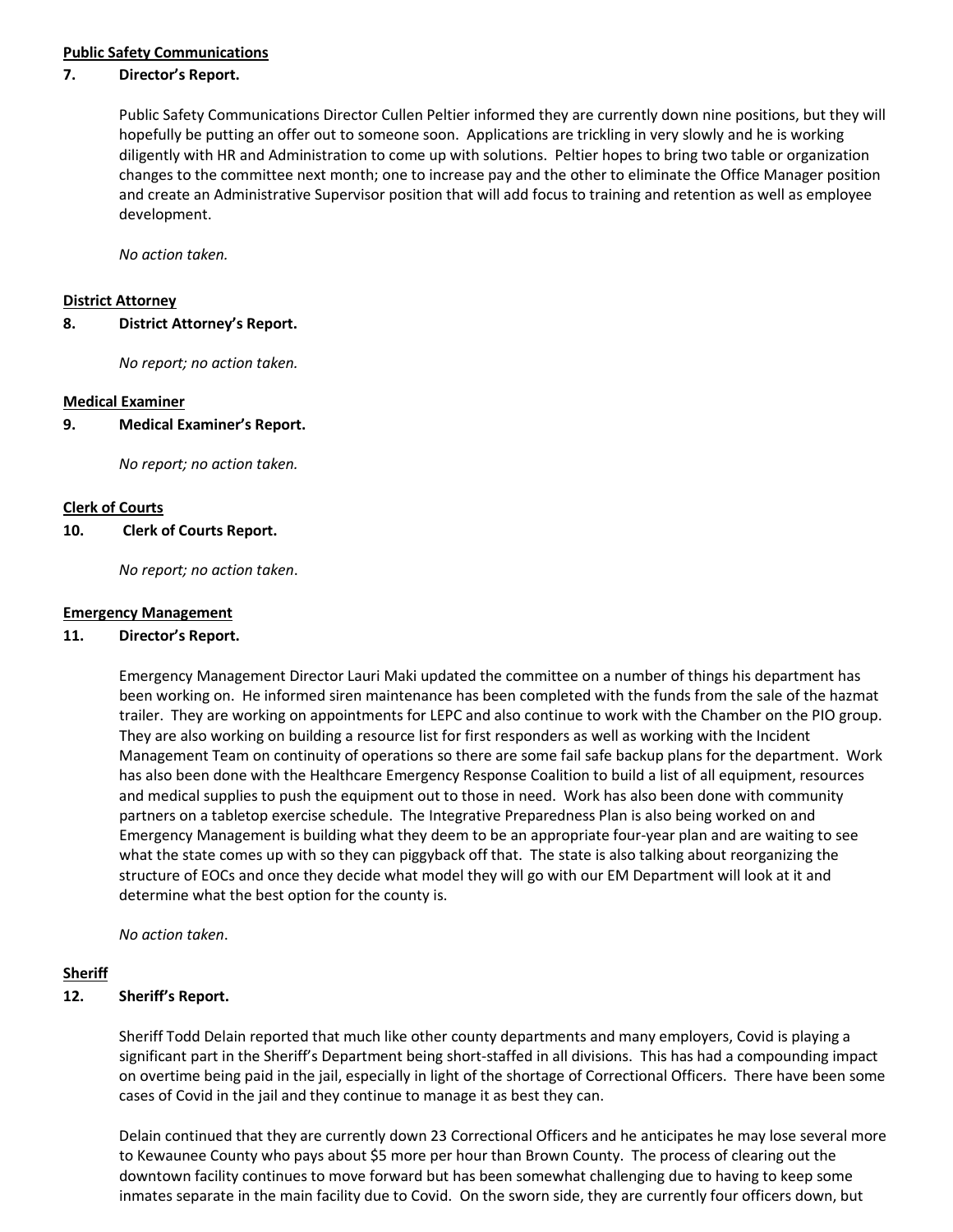**Public Safety Communications**

**7. Director's Report.**

Public Safety Communications Director Cullen Peltier informed they are currently down nine positions, but they will hopefully be putting an offer out to someone soon. Applications are trickling in very slowly and he is working diligently with HR and Administration to come up with solutions. Peltier hopes to bring two table or organization changes to the committee next month; one to increase pay and the other to eliminate the Office Manager position and create an Administrative Supervisor position that will add focus to training and retention as well as employee development.

*No action taken.*

**District Attorney**

**8. District Attorney's Report.**

*No report; no action taken.*

**Medical Examiner**

**9. Medical Examiner's Report.**

*No report; no action taken.*

**Clerk of Courts**

**10. Clerk of Courts Report.**

*No report; no action taken*.

**Emergency Management**

**11. Director's Report.**

Emergency Management Director Lauri Maki updated the committee on a number of things his department has been working on. He informed siren maintenance has been completed with the funds from the sale of the hazmat trailer. They are working on appointments for LEPC and also continue to work with the Chamber on the PIO group. They are also working on building a resource list for first responders as well as working with the Incident Management Team on continuity of operations so there are some fail safe backup plans for the department. Work has also been done with the Healthcare Emergency Response Coalition to build a list of all equipment, resources and medical supplies to push the equipment out to those in need. Work has also been done with community partners on a tabletop exercise schedule. The Integrative Preparedness Plan is also being worked on and Emergency Management is building what they deem to be an appropriate four-year plan and are waiting to see what the state comes up with so they can piggyback off that. The state is also talking about reorganizing the structure of EOCs and once they decide what model they will go with our EM Department will look at it and determine what the best option for the county is.

*No action taken*.

**Sheriff**

**12. Sheriff's Report.**

Sheriff Todd Delain reported that much like other county departments and many employers, Covid is playing a significant part in the Sheriff's Department being short-staffed in all divisions. This has had a compounding impact on overtime being paid in the jail, especially in light of the shortage of Correctional Officers. There have been some cases of Covid in the jail and they continue to manage it as best they can.

Delain continued that they are currently down 23 Correctional Officers and he anticipates he may lose several more to Kewaunee County who pays about $5 more per hour than Brown County. The process of clearing out the downtown facility continues to move forward but has been somewhat challenging due to having to keep some inmates separate in the main facility due to Covid. On the sworn side, they are currently four officers down, but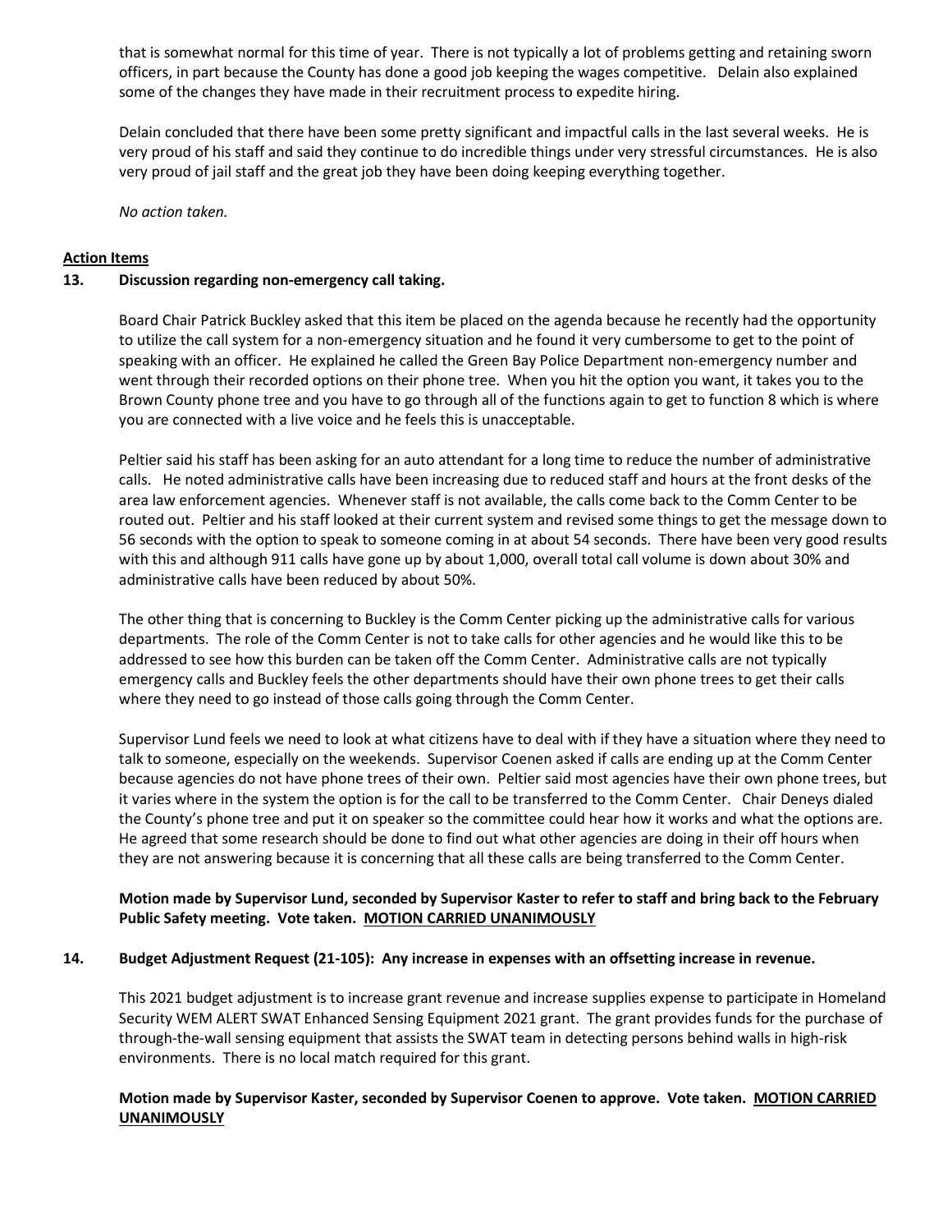that is somewhat normal for this time of year. There is not typically a lot of problems getting and retaining sworn officers, in part because the County has done a good job keeping the wages competitive. Delain also explained some of the changes they have made in their recruitment process to expedite hiring.

Delain concluded that there have been some pretty significant and impactful calls in the last several weeks. He is very proud of his staff and said they continue to do incredible things under very stressful circumstances. He is also very proud of jail staff and the great job they have been doing keeping everything together.

*No action taken.*

**Action Items**

**13. Discussion regarding non-emergency call taking.**

Board Chair Patrick Buckley asked that this item be placed on the agenda because he recently had the opportunity to utilize the call system for a non-emergency situation and he found it very cumbersome to get to the point of speaking with an officer. He explained he called the Green Bay Police Department non-emergency number and went through their recorded options on their phone tree. When you hit the option you want, it takes you to the Brown County phone tree and you have to go through all of the functions again to get to function 8 which is where you are connected with a live voice and he feels this is unacceptable.

Peltier said his staff has been asking for an auto attendant for a long time to reduce the number of administrative calls. He noted administrative calls have been increasing due to reduced staff and hours at the front desks of the area law enforcement agencies. Whenever staff is not available, the calls come back to the Comm Center to be routed out. Peltier and his staff looked at their current system and revised some things to get the message down to 56 seconds with the option to speak to someone coming in at about 54 seconds. There have been very good results with this and although 911 calls have gone up by about 1,000, overall total call volume is down about 30% and administrative calls have been reduced by about 50%.

The other thing that is concerning to Buckley is the Comm Center picking up the administrative calls for various departments. The role of the Comm Center is not to take calls for other agencies and he would like this to be addressed to see how this burden can be taken off the Comm Center. Administrative calls are not typically emergency calls and Buckley feels the other departments should have their own phone trees to get their calls where they need to go instead of those calls going through the Comm Center.

Supervisor Lund feels we need to look at what citizens have to deal with if they have a situation where they need to talk to someone, especially on the weekends. Supervisor Coenen asked if calls are ending up at the Comm Center because agencies do not have phone trees of their own. Peltier said most agencies have their own phone trees, but it varies where in the system the option is for the call to be transferred to the Comm Center. Chair Deneys dialed the County's phone tree and put it on speaker so the committee could hear how it works and what the options are. He agreed that some research should be done to find out what other agencies are doing in their off hours when they are not answering because it is concerning that all these calls are being transferred to the Comm Center.

**Motion made by Supervisor Lund, seconded by Supervisor Kaster to refer to staff and bring back to the February Public Safety meeting. Vote taken. MOTION CARRIED UNANIMOUSLY**

**14. Budget Adjustment Request (21-105): Any increase in expenses with an offsetting increase in revenue.**

This 2021 budget adjustment is to increase grant revenue and increase supplies expense to participate in Homeland Security WEM ALERT SWAT Enhanced Sensing Equipment 2021 grant. The grant provides funds for the purchase of through-the-wall sensing equipment that assists the SWAT team in detecting persons behind walls in high-risk environments. There is no local match required for this grant.

**Motion made by Supervisor Kaster, seconded by Supervisor Coenen to approve. Vote taken. MOTION CARRIED UNANIMOUSLY**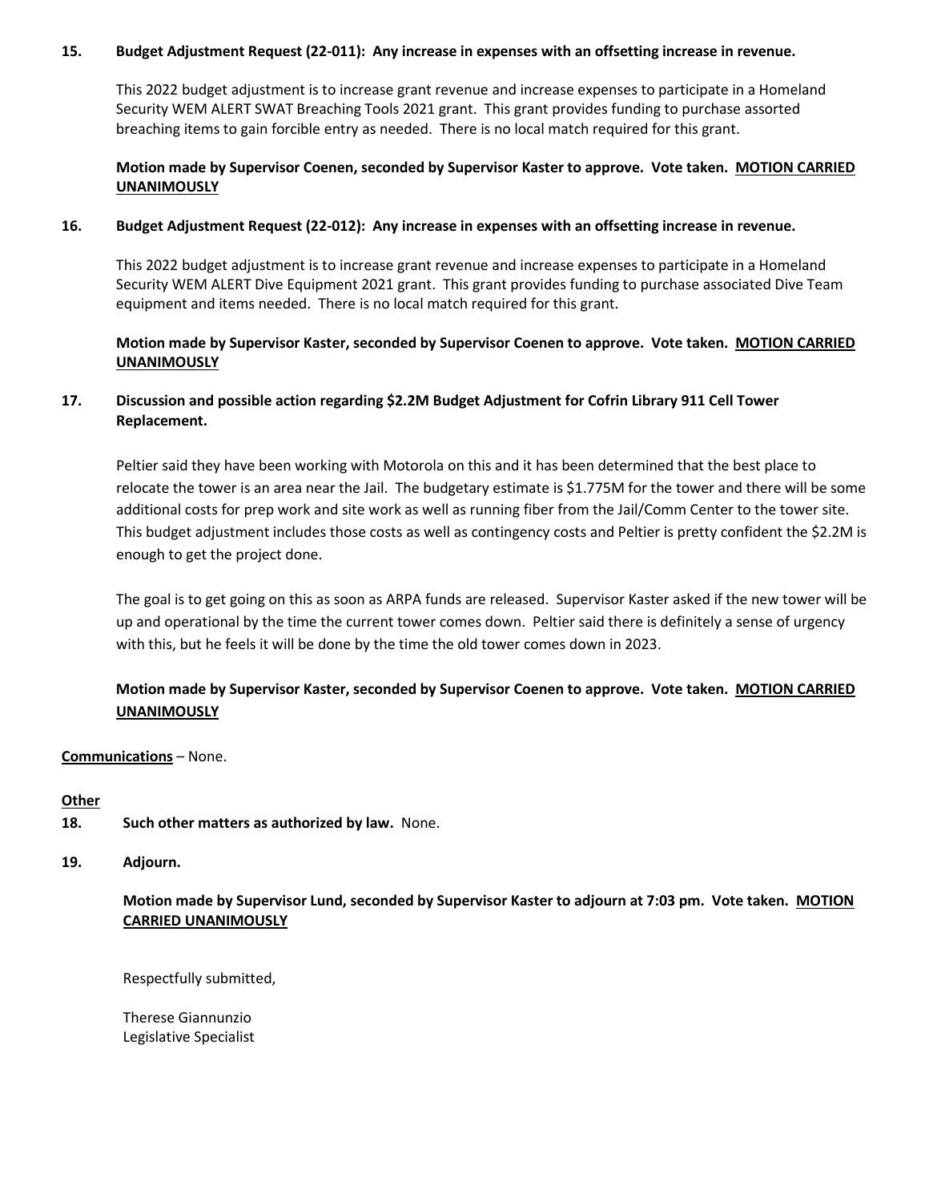**15. Budget Adjustment Request (22-011): Any increase in expenses with an offsetting increase in revenue.**

This 2022 budget adjustment is to increase grant revenue and increase expenses to participate in a Homeland Security WEM ALERT SWAT Breaching Tools 2021 grant. This grant provides funding to purchase assorted breaching items to gain forcible entry as needed. There is no local match required for this grant.

**Motion made by Supervisor Coenen, seconded by Supervisor Kaster to approve. Vote taken. MOTION CARRIED UNANIMOUSLY**

**16. Budget Adjustment Request (22-012): Any increase in expenses with an offsetting increase in revenue.**

This 2022 budget adjustment is to increase grant revenue and increase expenses to participate in a Homeland Security WEM ALERT Dive Equipment 2021 grant. This grant provides funding to purchase associated Dive Team equipment and items needed. There is no local match required for this grant.

**Motion made by Supervisor Kaster, seconded by Supervisor Coenen to approve. Vote taken. MOTION CARRIED UNANIMOUSLY**

**17. Discussion and possible action regarding $2.2M Budget Adjustment for Cofrin Library 911 Cell Tower Replacement.**

Peltier said they have been working with Motorola on this and it has been determined that the best place to relocate the tower is an area near the Jail. The budgetary estimate is $1.775M for the tower and there will be some additional costs for prep work and site work as well as running fiber from the Jail/Comm Center to the tower site. This budget adjustment includes those costs as well as contingency costs and Peltier is pretty confident the $2.2M is enough to get the project done.

The goal is to get going on this as soon as ARPA funds are released. Supervisor Kaster asked if the new tower will be up and operational by the time the current tower comes down. Peltier said there is definitely a sense of urgency with this, but he feels it will be done by the time the old tower comes down in 2023.

**Motion made by Supervisor Kaster, seconded by Supervisor Coenen to approve. Vote taken. MOTION CARRIED UNANIMOUSLY**

**Communications** – None.

**Other**

**18. Such other matters as authorized by law.** None.

**19. Adjourn.**

**Motion made by Supervisor Lund, seconded by Supervisor Kaster to adjourn at 7:03 pm. Vote taken. MOTION CARRIED UNANIMOUSLY**

Respectfully submitted,

Therese Giannunzio
Legislative Specialist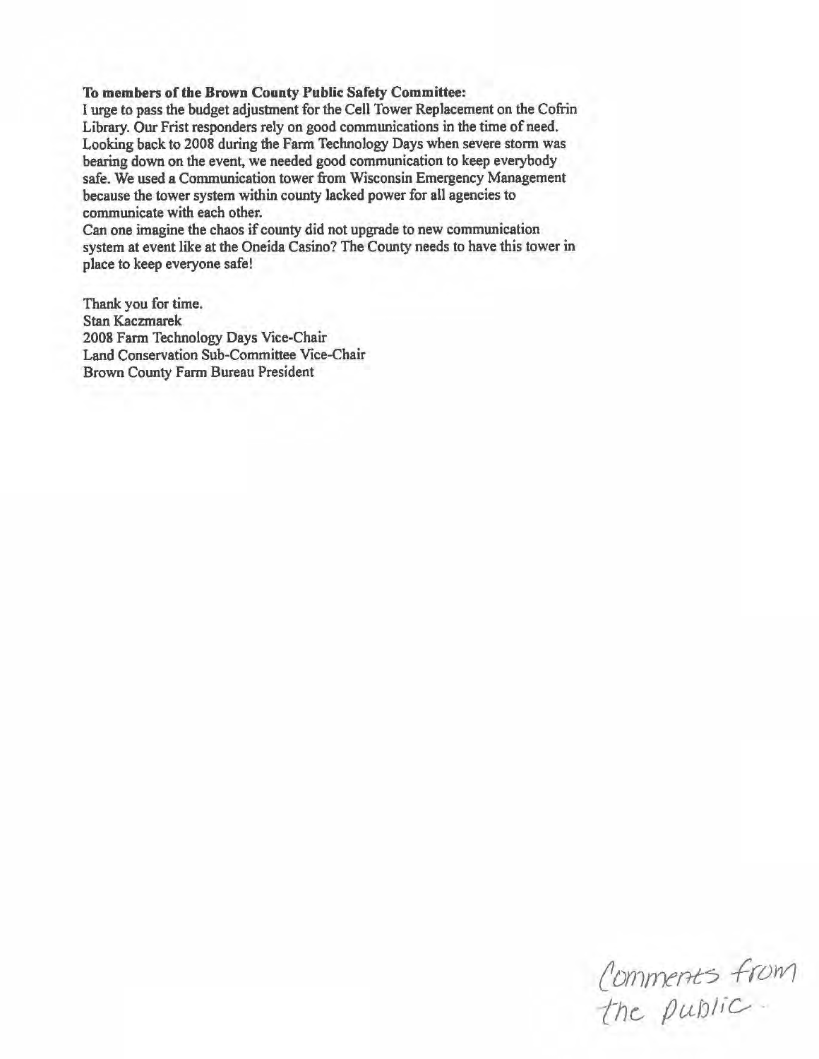**To members of the Brown County Public Safety Committee:**
I urge to pass the budget adjustment for the Cell Tower Replacement on the Cofrin Library. Our Frist responders rely on good communications in the time of need. Looking back to 2008 during the Farm Technology Days when severe storm was bearing down on the event, we needed good communication to keep everybody safe. We used a Communication tower from Wisconsin Emergency Management because the tower system within county lacked power for all agencies to communicate with each other.
Can one imagine the chaos if county did not upgrade to new communication system at event like at the Oneida Casino? The County needs to have this tower in place to keep everyone safe!

Thank you for time.
Stan Kaczmarek
2008 Farm Technology Days Vice-Chair
Land Conservation Sub-Committee Vice-Chair
Brown County Farm Bureau President

Comments from the public